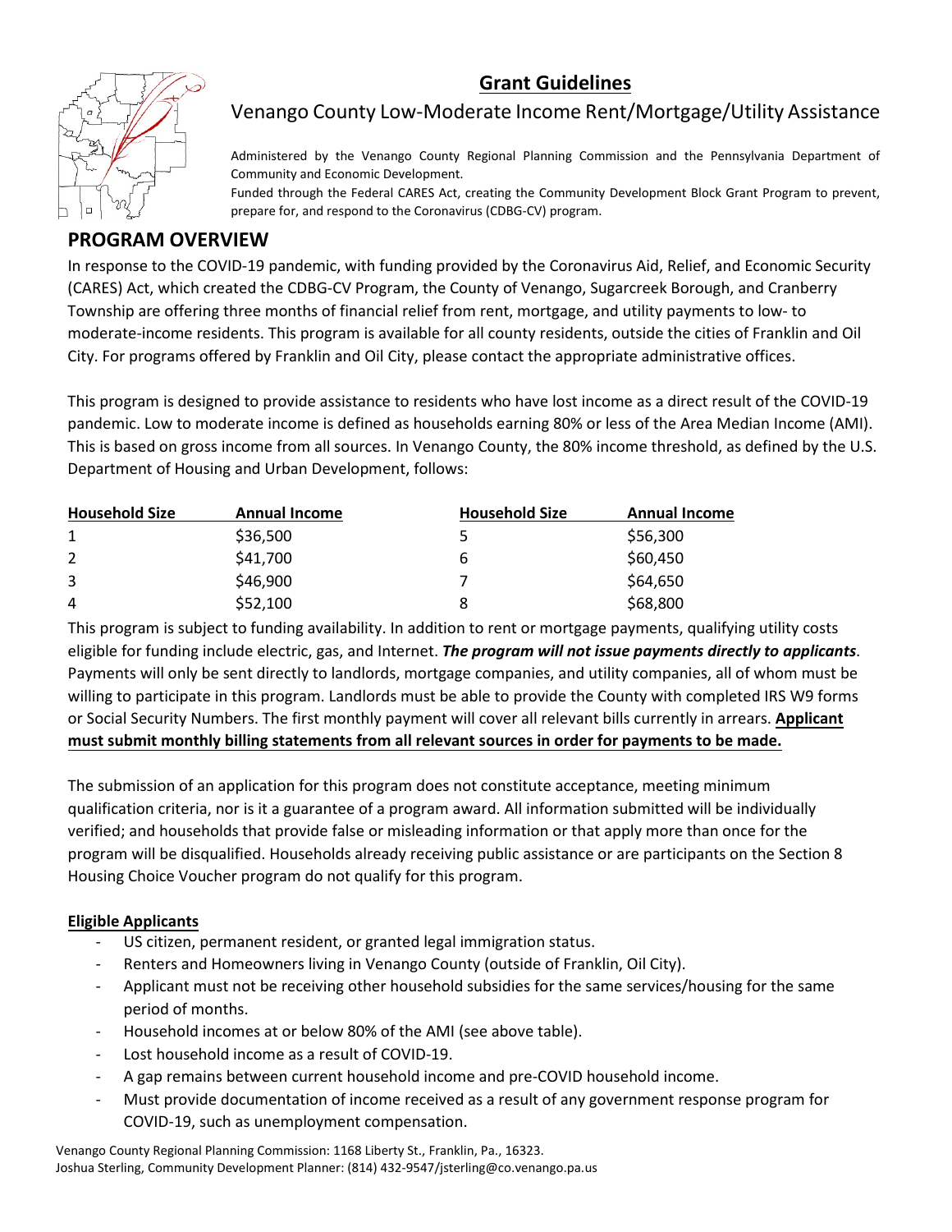# Grant Guidelines

## Venango County Low-Moderate Income Rent/Mortgage/Utility Assistance

Administered by the Venango County Regional Planning Commission and the Pennsylvania Department of Community and Economic Development.

Funded through the Federal CARES Act, creating the Community Development Block Grant Program to prevent, prepare for, and respond to the Coronavirus (CDBG-CV) program.

## PROGRAM OVERVIEW

In response to the COVID-19 pandemic, with funding provided by the Coronavirus Aid, Relief, and Economic Security (CARES) Act, which created the CDBG-CV Program, the County of Venango, Sugarcreek Borough, and Cranberry Township are offering three months of financial relief from rent, mortgage, and utility payments to low- to moderate-income residents. This program is available for all county residents, outside the cities of Franklin and Oil City. For programs offered by Franklin and Oil City, please contact the appropriate administrative offices.

This program is designed to provide assistance to residents who have lost income as a direct result of the COVID-19 pandemic. Low to moderate income is defined as households earning 80% or less of the Area Median Income (AMI). This is based on gross income from all sources. In Venango County, the 80% income threshold, as defined by the U.S. Department of Housing and Urban Development, follows:

| Household Size | Annual Income | Household Size | Annual Income |
|---|---|---|---|
| 1 | $36,500 | 5 | $56,300 |
| 2 | $41,700 | 6 | $60,450 |
| 3 | $46,900 | 7 | $64,650 |
| 4 | $52,100 | 8 | $68,800 |

This program is subject to funding availability. In addition to rent or mortgage payments, qualifying utility costs eligible for funding include electric, gas, and Internet. ***The program will not issue payments directly to applicants***. Payments will only be sent directly to landlords, mortgage companies, and utility companies, all of whom must be willing to participate in this program. Landlords must be able to provide the County with completed IRS W9 forms or Social Security Numbers. The first monthly payment will cover all relevant bills currently in arrears. **Applicant must submit monthly billing statements from all relevant sources in order for payments to be made.**

The submission of an application for this program does not constitute acceptance, meeting minimum qualification criteria, nor is it a guarantee of a program award. All information submitted will be individually verified; and households that provide false or misleading information or that apply more than once for the program will be disqualified. Households already receiving public assistance or are participants on the Section 8 Housing Choice Voucher program do not qualify for this program.

**Eligible Applicants**

- US citizen, permanent resident, or granted legal immigration status.
- Renters and Homeowners living in Venango County (outside of Franklin, Oil City).
- Applicant must not be receiving other household subsidies for the same services/housing for the same period of months.
- Household incomes at or below 80% of the AMI (see above table).
- Lost household income as a result of COVID-19.
- A gap remains between current household income and pre-COVID household income.
- Must provide documentation of income received as a result of any government response program for COVID-19, such as unemployment compensation.

Venango County Regional Planning Commission: 1168 Liberty St., Franklin, Pa., 16323.
Joshua Sterling, Community Development Planner: (814) 432-9547/jsterling@co.venango.pa.us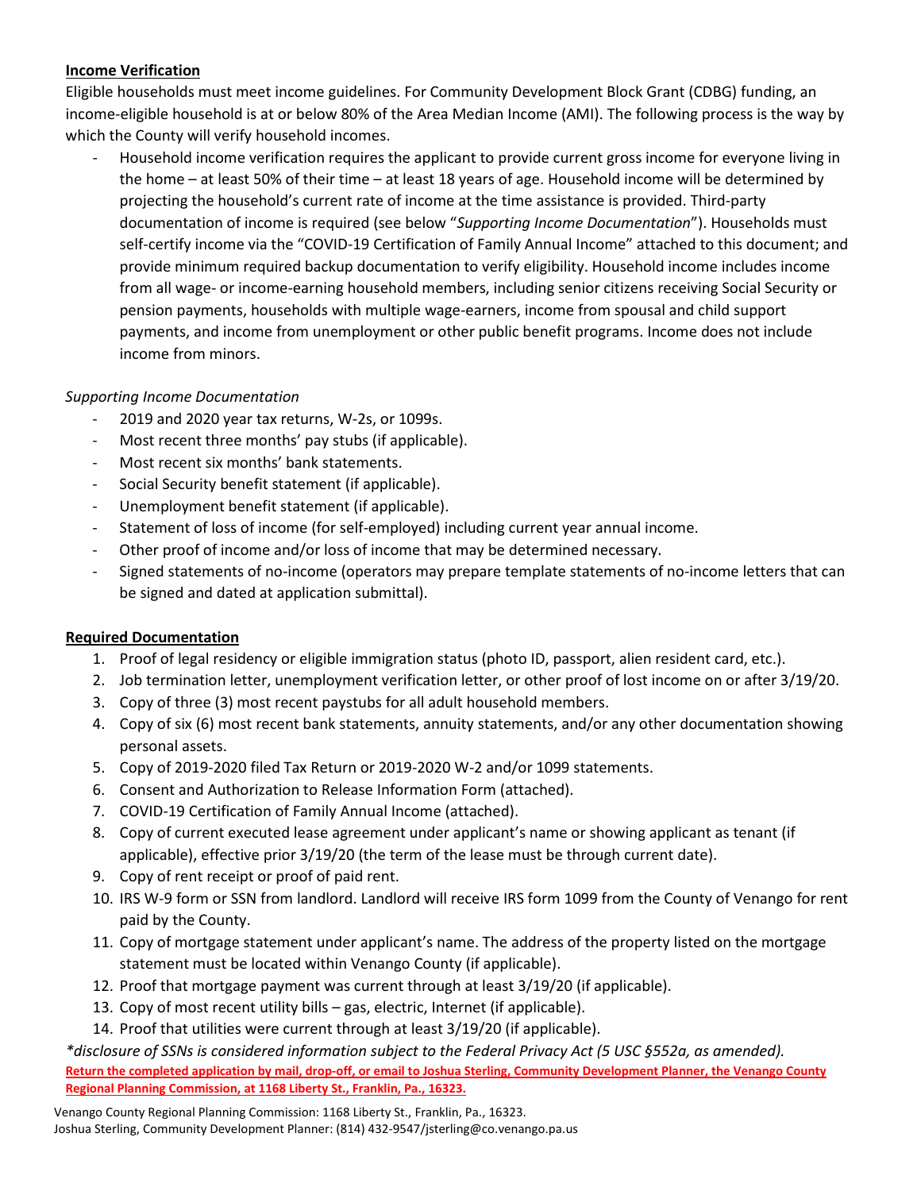**Income Verification**

Eligible households must meet income guidelines. For Community Development Block Grant (CDBG) funding, an income-eligible household is at or below 80% of the Area Median Income (AMI). The following process is the way by which the County will verify household incomes.

- Household income verification requires the applicant to provide current gross income for everyone living in the home – at least 50% of their time – at least 18 years of age. Household income will be determined by projecting the household's current rate of income at the time assistance is provided. Third-party documentation of income is required (see below "*Supporting Income Documentation*"). Households must self-certify income via the "COVID-19 Certification of Family Annual Income" attached to this document; and provide minimum required backup documentation to verify eligibility. Household income includes income from all wage- or income-earning household members, including senior citizens receiving Social Security or pension payments, households with multiple wage-earners, income from spousal and child support payments, and income from unemployment or other public benefit programs. Income does not include income from minors.

*Supporting Income Documentation*

- 2019 and 2020 year tax returns, W-2s, or 1099s.
- Most recent three months' pay stubs (if applicable).
- Most recent six months' bank statements.
- Social Security benefit statement (if applicable).
- Unemployment benefit statement (if applicable).
- Statement of loss of income (for self-employed) including current year annual income.
- Other proof of income and/or loss of income that may be determined necessary.
- Signed statements of no-income (operators may prepare template statements of no-income letters that can be signed and dated at application submittal).

**Required Documentation**

1. Proof of legal residency or eligible immigration status (photo ID, passport, alien resident card, etc.).
2. Job termination letter, unemployment verification letter, or other proof of lost income on or after 3/19/20.
3. Copy of three (3) most recent paystubs for all adult household members.
4. Copy of six (6) most recent bank statements, annuity statements, and/or any other documentation showing personal assets.
5. Copy of 2019-2020 filed Tax Return or 2019-2020 W-2 and/or 1099 statements.
6. Consent and Authorization to Release Information Form (attached).
7. COVID-19 Certification of Family Annual Income (attached).
8. Copy of current executed lease agreement under applicant's name or showing applicant as tenant (if applicable), effective prior 3/19/20 (the term of the lease must be through current date).
9. Copy of rent receipt or proof of paid rent.
10. IRS W-9 form or SSN from landlord. Landlord will receive IRS form 1099 from the County of Venango for rent paid by the County.
11. Copy of mortgage statement under applicant's name. The address of the property listed on the mortgage statement must be located within Venango County (if applicable).
12. Proof that mortgage payment was current through at least 3/19/20 (if applicable).
13. Copy of most recent utility bills – gas, electric, Internet (if applicable).
14. Proof that utilities were current through at least 3/19/20 (if applicable).

*\*disclosure of SSNs is considered information subject to the Federal Privacy Act (5 USC §552a, as amended).*

**Return the completed application by mail, drop-off, or email to Joshua Sterling, Community Development Planner, the Venango County Regional Planning Commission, at 1168 Liberty St., Franklin, Pa., 16323.**

Venango County Regional Planning Commission: 1168 Liberty St., Franklin, Pa., 16323.
Joshua Sterling, Community Development Planner: (814) 432-9547/jsterling@co.venango.pa.us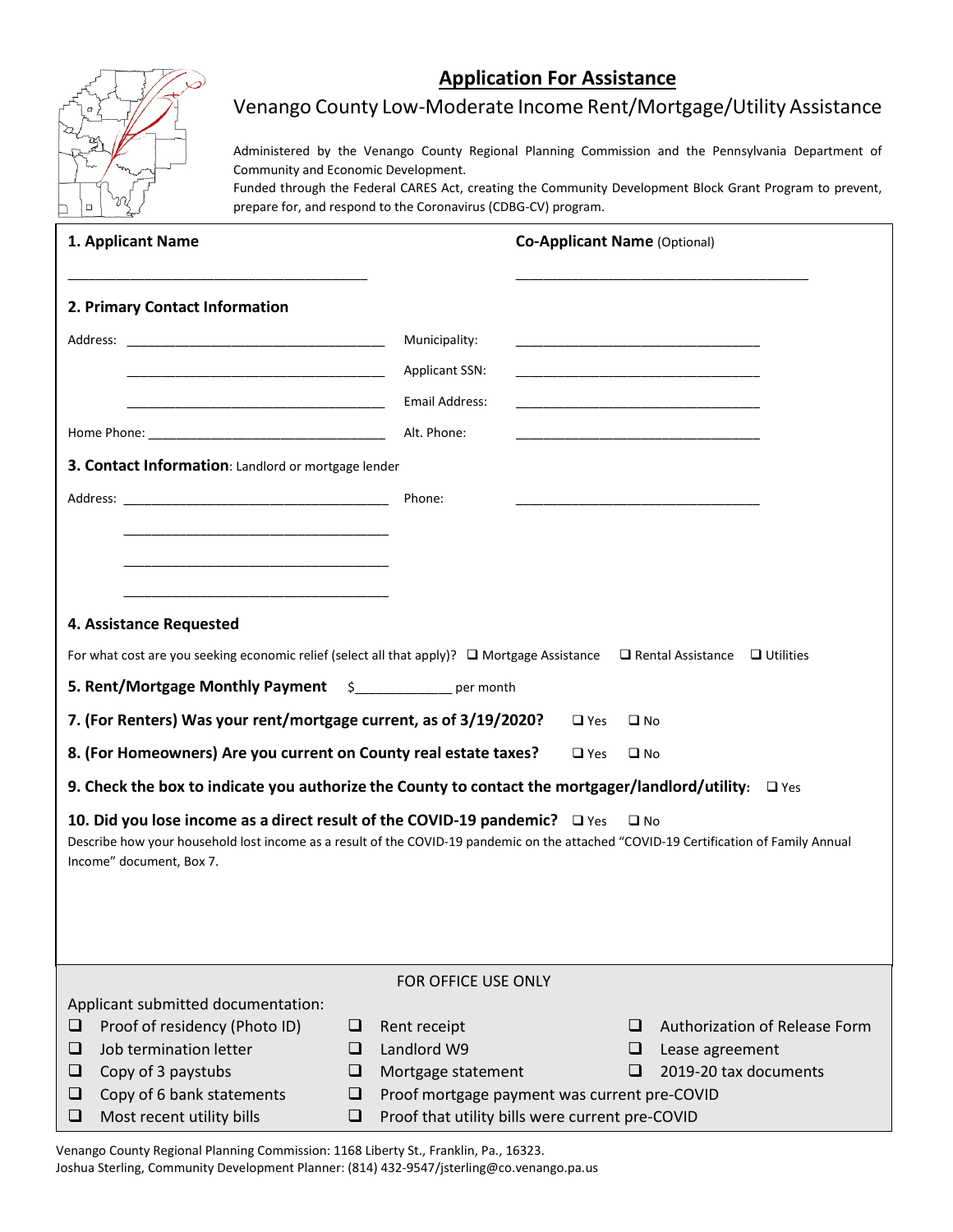# Application For Assistance

## Venango County Low-Moderate Income Rent/Mortgage/Utility Assistance

Administered by the Venango County Regional Planning Commission and the Pennsylvania Department of Community and Economic Development.
Funded through the Federal CARES Act, creating the Community Development Block Grant Program to prevent, prepare for, and respond to the Coronavirus (CDBG-CV) program.

**1. Applicant Name** ______________________________ **Co-Applicant Name** (Optional) ______________________________

**2. Primary Contact Information**

Address: ______________________________ Municipality: ______________________________

______________________________ Applicant SSN: ______________________________

______________________________ Email Address: ______________________________

Home Phone: ______________________________ Alt. Phone: ______________________________

**3. Contact Information**: Landlord or mortgage lender

Address: ______________________________ Phone: ______________________________

______________________________

______________________________

______________________________

**4. Assistance Requested**

For what cost are you seeking economic relief (select all that apply)? ❑ Mortgage Assistance ❑ Rental Assistance ❑ Utilities

**5. Rent/Mortgage Monthly Payment** $____________ per month

**7. (For Renters) Was your rent/mortgage current, as of 3/19/2020?** ❑ Yes ❑ No

**8. (For Homeowners) Are you current on County real estate taxes?** ❑ Yes ❑ No

**9. Check the box to indicate you authorize the County to contact the mortgager/landlord/utility:** ❑ Yes

**10. Did you lose income as a direct result of the COVID-19 pandemic?** ❑ Yes ❑ No

Describe how your household lost income as a result of the COVID-19 pandemic on the attached "COVID-19 Certification of Family Annual Income" document, Box 7.

FOR OFFICE USE ONLY

Applicant submitted documentation:

- ❑ Proof of residency (Photo ID)
- ❑ Job termination letter
- ❑ Copy of 3 paystubs
- ❑ Copy of 6 bank statements
- ❑ Most recent utility bills
- ❑ Rent receipt
- ❑ Landlord W9
- ❑ Mortgage statement
- ❑ Proof mortgage payment was current pre-COVID
- ❑ Proof that utility bills were current pre-COVID
- ❑ Authorization of Release Form
- ❑ Lease agreement
- ❑ 2019-20 tax documents

Venango County Regional Planning Commission: 1168 Liberty St., Franklin, Pa., 16323.
Joshua Sterling, Community Development Planner: (814) 432-9547/jsterling@co.venango.pa.us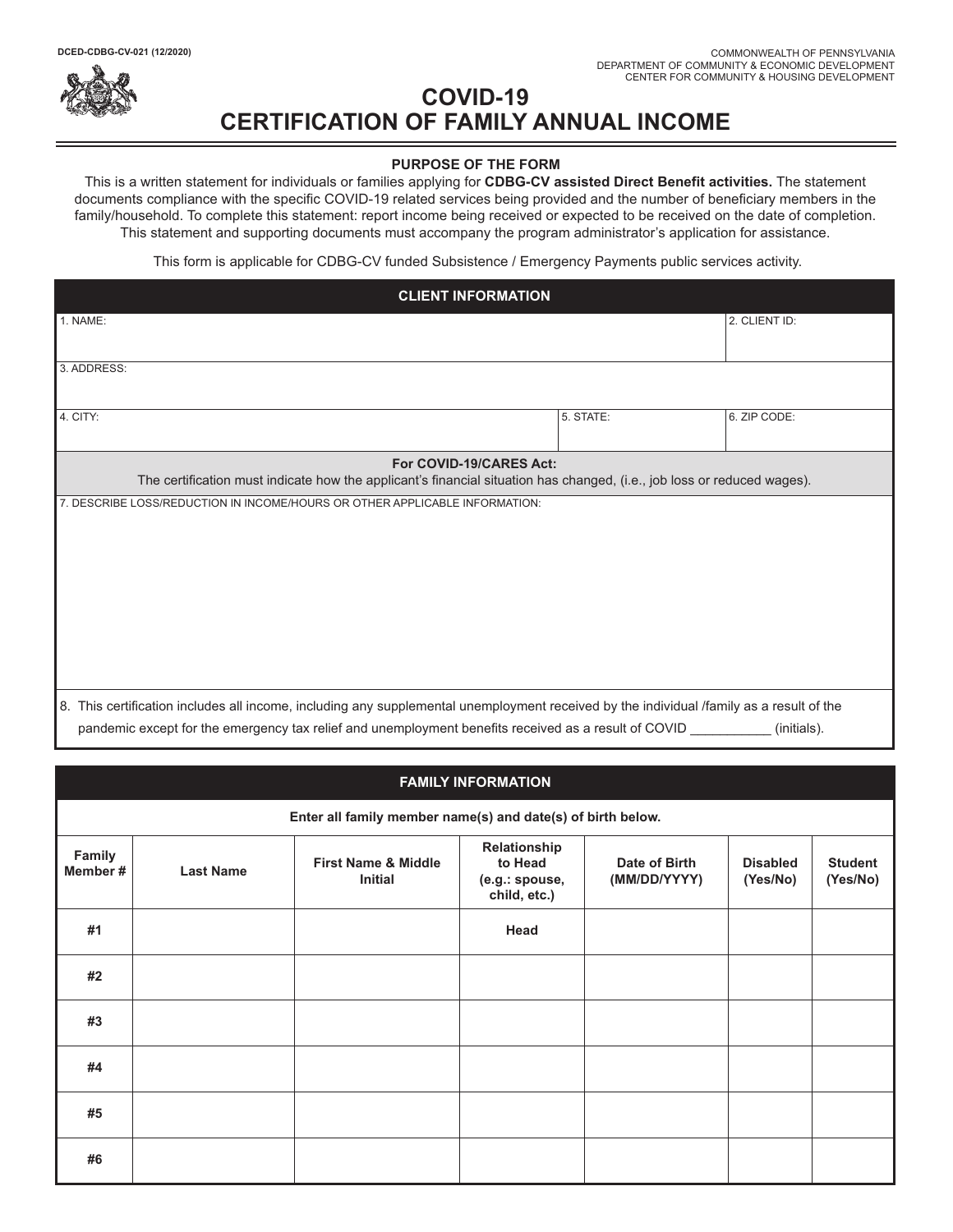DCED-CDBG-CV-021 (12/2020)

COMMONWEALTH OF PENNSYLVANIA
DEPARTMENT OF COMMUNITY & ECONOMIC DEVELOPMENT
CENTER FOR COMMUNITY & HOUSING DEVELOPMENT

# COVID-19 CERTIFICATION OF FAMILY ANNUAL INCOME

**PURPOSE OF THE FORM**

This is a written statement for individuals or families applying for **CDBG-CV assisted Direct Benefit activities.** The statement documents compliance with the specific COVID-19 related services being provided and the number of beneficiary members in the family/household. To complete this statement: report income being received or expected to be received on the date of completion. This statement and supporting documents must accompany the program administrator's application for assistance.

This form is applicable for CDBG-CV funded Subsistence / Emergency Payments public services activity.

## CLIENT INFORMATION

| 1. NAME: | | 2. CLIENT ID: |
|---|---|---|
| 3. ADDRESS: | | |
| 4. CITY: | 5. STATE: | 6. ZIP CODE: |

**For COVID-19/CARES Act:**
The certification must indicate how the applicant's financial situation has changed, (i.e., job loss or reduced wages).

7. DESCRIBE LOSS/REDUCTION IN INCOME/HOURS OR OTHER APPLICABLE INFORMATION:

8. This certification includes all income, including any supplemental unemployment received by the individual /family as a result of the pandemic except for the emergency tax relief and unemployment benefits received as a result of COVID ___________ (initials).

## FAMILY INFORMATION

Enter all family member name(s) and date(s) of birth below.

| Family Member # | Last Name | First Name & Middle Initial | Relationship to Head (e.g.: spouse, child, etc.) | Date of Birth (MM/DD/YYYY) | Disabled (Yes/No) | Student (Yes/No) |
|---|---|---|---|---|---|---|
| #1 | | | Head | | | |
| #2 | | | | | | |
| #3 | | | | | | |
| #4 | | | | | | |
| #5 | | | | | | |
| #6 | | | | | | |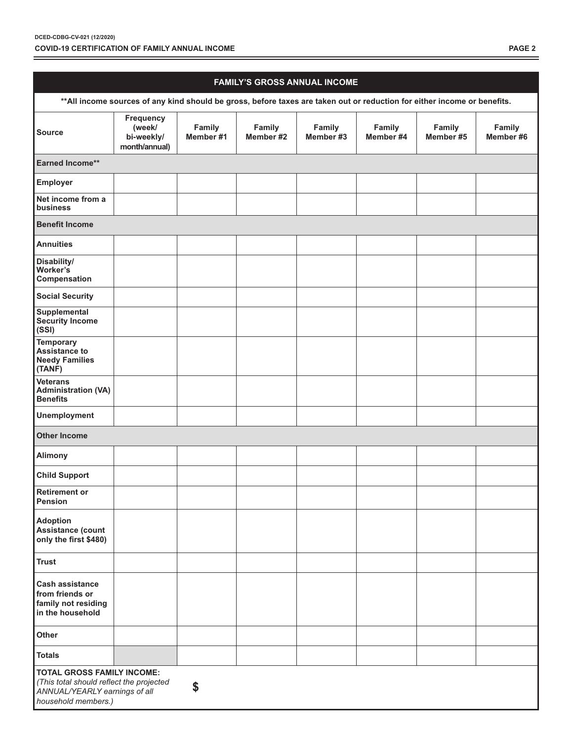## FAMILY'S GROSS ANNUAL INCOME

**All income sources of any kind should be gross, before taxes are taken out or reduction for either income or benefits.

| Source | Frequency (week/ bi-weekly/ month/annual) | Family Member #1 | Family Member #2 | Family Member #3 | Family Member #4 | Family Member #5 | Family Member #6 |
|---|---|---|---|---|---|---|---|
| **Earned Income**** | | | | | | | |
| **Employer** | | | | | | | |
| **Net income from a business** | | | | | | | |
| **Benefit Income** | | | | | | | |
| **Annuities** | | | | | | | |
| **Disability/ Worker's Compensation** | | | | | | | |
| **Social Security** | | | | | | | |
| **Supplemental Security Income (SSI)** | | | | | | | |
| **Temporary Assistance to Needy Families (TANF)** | | | | | | | |
| **Veterans Administration (VA) Benefits** | | | | | | | |
| **Unemployment** | | | | | | | |
| **Other Income** | | | | | | | |
| **Alimony** | | | | | | | |
| **Child Support** | | | | | | | |
| **Retirement or Pension** | | | | | | | |
| **Adoption Assistance (count only the first $480)** | | | | | | | |
| **Trust** | | | | | | | |
| **Cash assistance from friends or family not residing in the household** | | | | | | | |
| **Other** | | | | | | | |
| **Totals** | | | | | | | |

**TOTAL GROSS FAMILY INCOME:** *(This total should reflect the projected ANNUAL/YEARLY earnings of all household members.)* **$**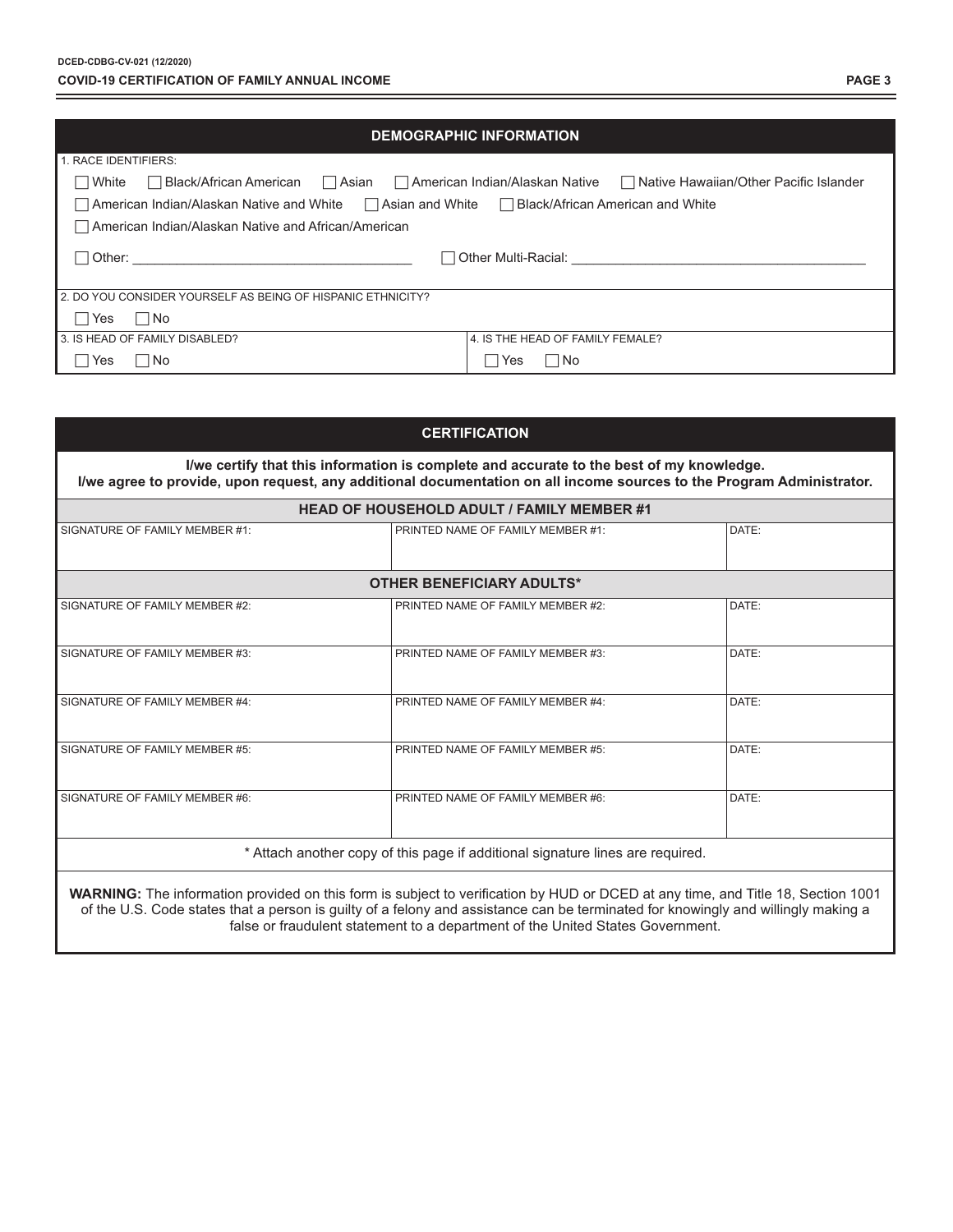## DEMOGRAPHIC INFORMATION

1. RACE IDENTIFIERS:

☐ White ☐ Black/African American ☐ Asian ☐ American Indian/Alaskan Native ☐ Native Hawaiian/Other Pacific Islander

☐ American Indian/Alaskan Native and White ☐ Asian and White ☐ Black/African American and White

☐ American Indian/Alaskan Native and African/American

☐ Other: ____________________ ☐ Other Multi-Racial: ____________________

2. DO YOU CONSIDER YOURSELF AS BEING OF HISPANIC ETHNICITY?

☐ Yes ☐ No

| 3. IS HEAD OF FAMILY DISABLED? | 4. IS THE HEAD OF FAMILY FEMALE? |
|---|---|
| ☐ Yes ☐ No | ☐ Yes ☐ No |

## CERTIFICATION

**I/we certify that this information is complete and accurate to the best of my knowledge.**
**I/we agree to provide, upon request, any additional documentation on all income sources to the Program Administrator.**

| SIGNATURE | PRINTED NAME | DATE |
|---|---|---|
| **HEAD OF HOUSEHOLD ADULT / FAMILY MEMBER #1** | | |
| SIGNATURE OF FAMILY MEMBER #1: | PRINTED NAME OF FAMILY MEMBER #1: | DATE: |
| **OTHER BENEFICIARY ADULTS*** | | |
| SIGNATURE OF FAMILY MEMBER #2: | PRINTED NAME OF FAMILY MEMBER #2: | DATE: |
| SIGNATURE OF FAMILY MEMBER #3: | PRINTED NAME OF FAMILY MEMBER #3: | DATE: |
| SIGNATURE OF FAMILY MEMBER #4: | PRINTED NAME OF FAMILY MEMBER #4: | DATE: |
| SIGNATURE OF FAMILY MEMBER #5: | PRINTED NAME OF FAMILY MEMBER #5: | DATE: |
| SIGNATURE OF FAMILY MEMBER #6: | PRINTED NAME OF FAMILY MEMBER #6: | DATE: |

* Attach another copy of this page if additional signature lines are required.

**WARNING:** The information provided on this form is subject to verification by HUD or DCED at any time, and Title 18, Section 1001 of the U.S. Code states that a person is guilty of a felony and assistance can be terminated for knowingly and willingly making a false or fraudulent statement to a department of the United States Government.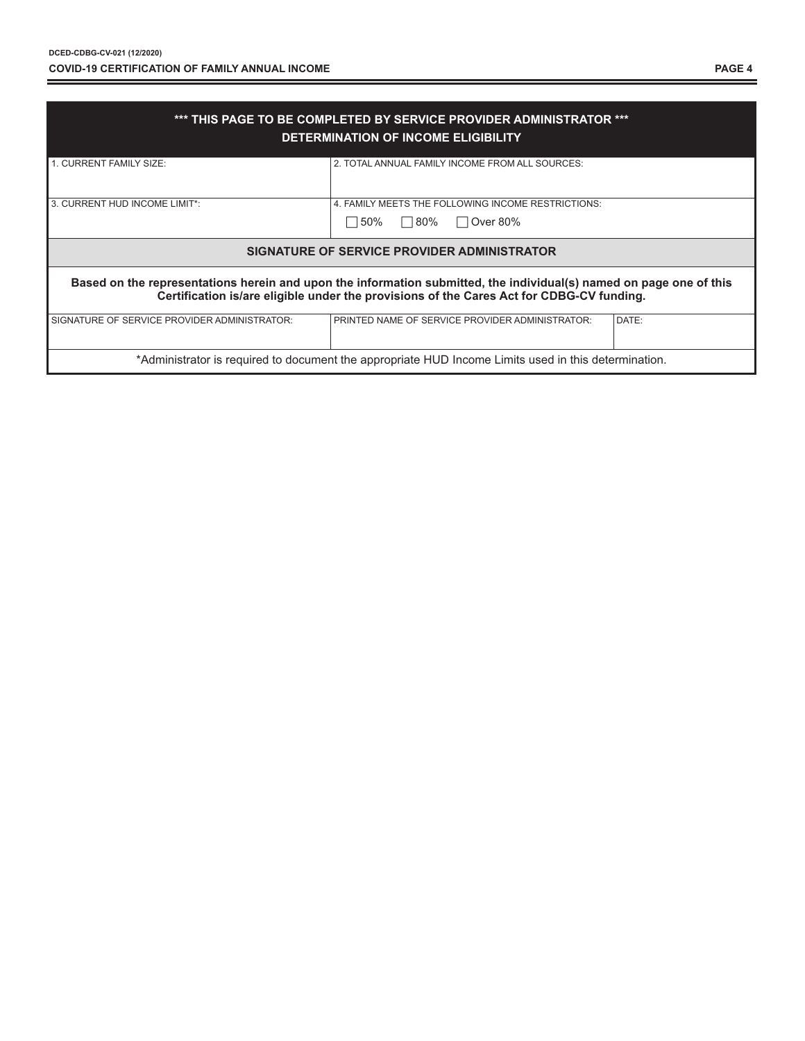**\*\*\* THIS PAGE TO BE COMPLETED BY SERVICE PROVIDER ADMINISTRATOR \*\*\***

## DETERMINATION OF INCOME ELIGIBILITY

| 1. CURRENT FAMILY SIZE: | 2. TOTAL ANNUAL FAMILY INCOME FROM ALL SOURCES: |
|---|---|
| 3. CURRENT HUD INCOME LIMIT*: | 4. FAMILY MEETS THE FOLLOWING INCOME RESTRICTIONS: ☐ 50% ☐ 80% ☐ Over 80% |

## SIGNATURE OF SERVICE PROVIDER ADMINISTRATOR

**Based on the representations herein and upon the information submitted, the individual(s) named on page one of this Certification is/are eligible under the provisions of the Cares Act for CDBG-CV funding.**

| SIGNATURE OF SERVICE PROVIDER ADMINISTRATOR: | PRINTED NAME OF SERVICE PROVIDER ADMINISTRATOR: | DATE: |
|---|---|---|
| | | |

*Administrator is required to document the appropriate HUD Income Limits used in this determination.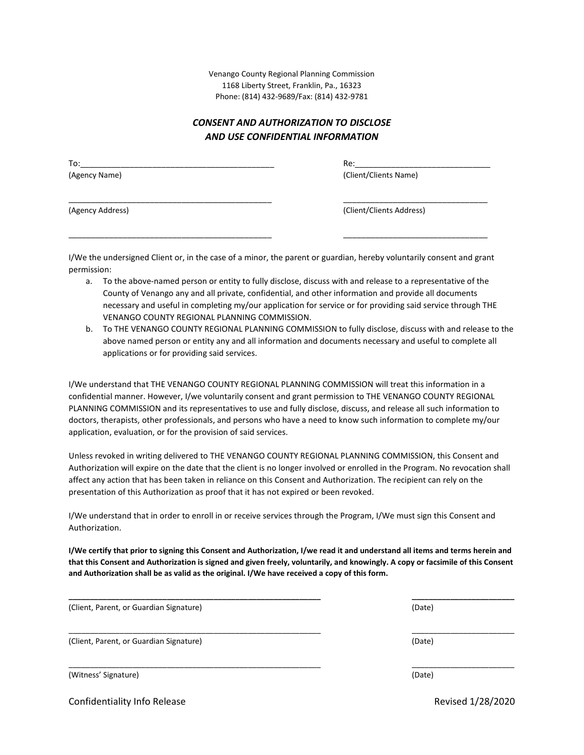Venango County Regional Planning Commission
1168 Liberty Street, Franklin, Pa., 16323
Phone: (814) 432-9689/Fax: (814) 432-9781

## *CONSENT AND AUTHORIZATION TO DISCLOSE AND USE CONFIDENTIAL INFORMATION*

| | |
|---|---|
| To:\_\_\_\_\_\_\_\_\_\_\_\_\_\_\_\_\_\_\_\_\_\_\_\_\_\_\_\_\_\_\_\_\_\_\_\_\_\_\_\_\_\_\_\_ | Re:\_\_\_\_\_\_\_\_\_\_\_\_\_\_\_\_\_\_\_\_\_\_\_\_\_\_\_\_\_\_\_\_ |
| (Agency Name) | (Client/Clients Name) |
| \_\_\_\_\_\_\_\_\_\_\_\_\_\_\_\_\_\_\_\_\_\_\_\_\_\_\_\_\_\_\_\_\_\_\_\_\_\_\_\_\_\_\_\_\_\_\_ | \_\_\_\_\_\_\_\_\_\_\_\_\_\_\_\_\_\_\_\_\_\_\_\_\_\_\_\_\_\_\_\_\_\_ |
| (Agency Address) | (Client/Clients Address) |
| \_\_\_\_\_\_\_\_\_\_\_\_\_\_\_\_\_\_\_\_\_\_\_\_\_\_\_\_\_\_\_\_\_\_\_\_\_\_\_\_\_\_\_\_\_\_\_ | \_\_\_\_\_\_\_\_\_\_\_\_\_\_\_\_\_\_\_\_\_\_\_\_\_\_\_\_\_\_\_\_\_\_ |

I/We the undersigned Client or, in the case of a minor, the parent or guardian, hereby voluntarily consent and grant permission:

a. To the above-named person or entity to fully disclose, discuss with and release to a representative of the County of Venango any and all private, confidential, and other information and provide all documents necessary and useful in completing my/our application for service or for providing said service through THE VENANGO COUNTY REGIONAL PLANNING COMMISSION.
b. To THE VENANGO COUNTY REGIONAL PLANNING COMMISSION to fully disclose, discuss with and release to the above named person or entity any and all information and documents necessary and useful to complete all applications or for providing said services.

I/We understand that THE VENANGO COUNTY REGIONAL PLANNING COMMISSION will treat this information in a confidential manner. However, I/we voluntarily consent and grant permission to THE VENANGO COUNTY REGIONAL PLANNING COMMISSION and its representatives to use and fully disclose, discuss, and release all such information to doctors, therapists, other professionals, and persons who have a need to know such information to complete my/our application, evaluation, or for the provision of said services.

Unless revoked in writing delivered to THE VENANGO COUNTY REGIONAL PLANNING COMMISSION, this Consent and Authorization will expire on the date that the client is no longer involved or enrolled in the Program. No revocation shall affect any action that has been taken in reliance on this Consent and Authorization. The recipient can rely on the presentation of this Authorization as proof that it has not expired or been revoked.

I/We understand that in order to enroll in or receive services through the Program, I/We must sign this Consent and Authorization.

**I/We certify that prior to signing this Consent and Authorization, I/we read it and understand all items and terms herein and that this Consent and Authorization is signed and given freely, voluntarily, and knowingly. A copy or facsimile of this Consent and Authorization shall be as valid as the original. I/We have received a copy of this form.**

| | |
|---|---|
| \_\_\_\_\_\_\_\_\_\_\_\_\_\_\_\_\_\_\_\_\_\_\_\_\_\_\_\_\_\_\_\_\_\_\_\_\_\_\_\_\_\_\_\_\_\_\_\_\_\_\_\_\_\_\_\_\_\_ | \_\_\_\_\_\_\_\_\_\_\_\_\_\_\_\_\_\_\_\_\_\_\_\_ |
| (Client, Parent, or Guardian Signature) | (Date) |
| \_\_\_\_\_\_\_\_\_\_\_\_\_\_\_\_\_\_\_\_\_\_\_\_\_\_\_\_\_\_\_\_\_\_\_\_\_\_\_\_\_\_\_\_\_\_\_\_\_\_\_\_\_\_\_\_\_\_ | \_\_\_\_\_\_\_\_\_\_\_\_\_\_\_\_\_\_\_\_\_\_\_\_ |
| (Client, Parent, or Guardian Signature) | (Date) |
| \_\_\_\_\_\_\_\_\_\_\_\_\_\_\_\_\_\_\_\_\_\_\_\_\_\_\_\_\_\_\_\_\_\_\_\_\_\_\_\_\_\_\_\_\_\_\_\_\_\_\_\_\_\_\_\_\_\_ | \_\_\_\_\_\_\_\_\_\_\_\_\_\_\_\_\_\_\_\_\_\_\_\_ |
| (Witness' Signature) | (Date) |

Confidentiality Info Release — Revised 1/28/2020